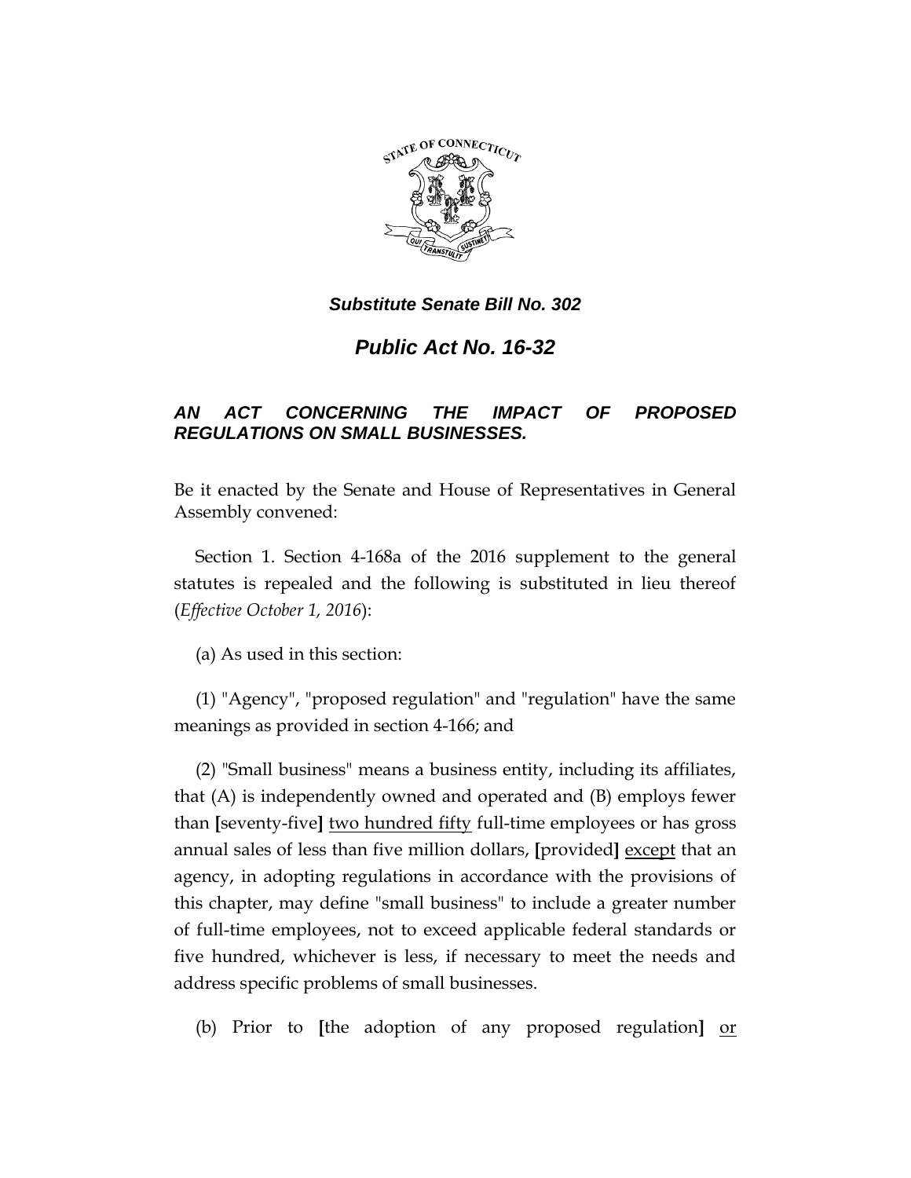***Substitute Senate Bill No. 302***

***Public Act No. 16-32***

***AN ACT CONCERNING THE IMPACT OF PROPOSED REGULATIONS ON SMALL BUSINESSES.***

Be it enacted by the Senate and House of Representatives in General Assembly convened:

Section 1. Section 4-168a of the 2016 supplement to the general statutes is repealed and the following is substituted in lieu thereof (*Effective October 1, 2016*):

(a) As used in this section:

(1) "Agency", "proposed regulation" and "regulation" have the same meanings as provided in section 4-166; and

(2) "Small business" means a business entity, including its affiliates, that (A) is independently owned and operated and (B) employs fewer than **[**seventy-five**]** <u>two hundred fifty</u> full-time employees or has gross annual sales of less than five million dollars, **[**provided**]** <u>except</u> that an agency, in adopting regulations in accordance with the provisions of this chapter, may define "small business" to include a greater number of full-time employees, not to exceed applicable federal standards or five hundred, whichever is less, if necessary to meet the needs and address specific problems of small businesses.

(b) Prior to **[**the adoption of any proposed regulation**]** <u>or</u>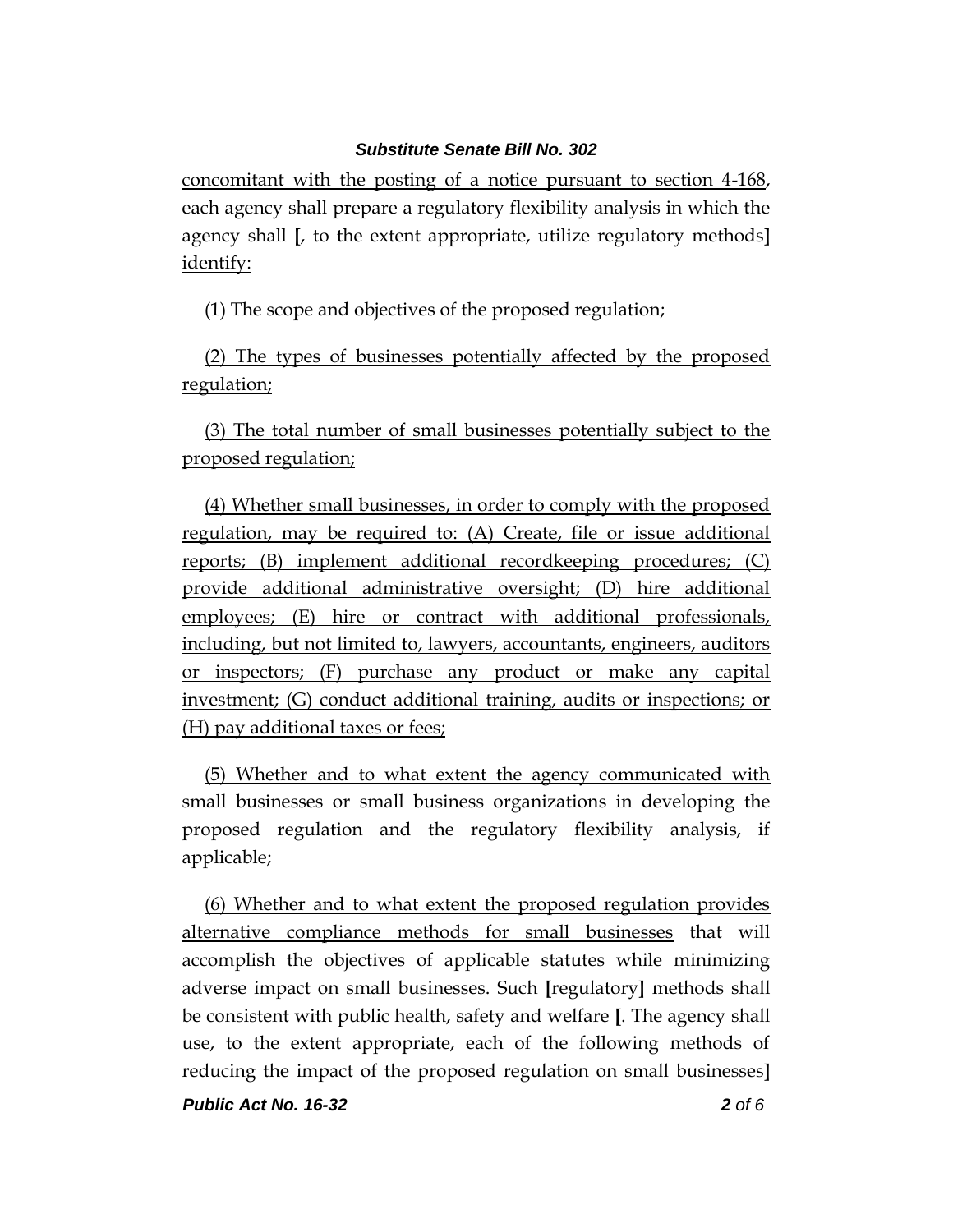concomitant with the posting of a notice pursuant to section 4-168, each agency shall prepare a regulatory flexibility analysis in which the agency shall [, to the extent appropriate, utilize regulatory methods] identify:

(1) The scope and objectives of the proposed regulation;

(2) The types of businesses potentially affected by the proposed regulation;

(3) The total number of small businesses potentially subject to the proposed regulation;

(4) Whether small businesses, in order to comply with the proposed regulation, may be required to: (A) Create, file or issue additional reports; (B) implement additional recordkeeping procedures; (C) provide additional administrative oversight; (D) hire additional employees; (E) hire or contract with additional professionals, including, but not limited to, lawyers, accountants, engineers, auditors or inspectors; (F) purchase any product or make any capital investment; (G) conduct additional training, audits or inspections; or (H) pay additional taxes or fees;

(5) Whether and to what extent the agency communicated with small businesses or small business organizations in developing the proposed regulation and the regulatory flexibility analysis, if applicable;

(6) Whether and to what extent the proposed regulation provides alternative compliance methods for small businesses that will accomplish the objectives of applicable statutes while minimizing adverse impact on small businesses. Such [regulatory] methods shall be consistent with public health, safety and welfare [. The agency shall use, to the extent appropriate, each of the following methods of reducing the impact of the proposed regulation on small businesses]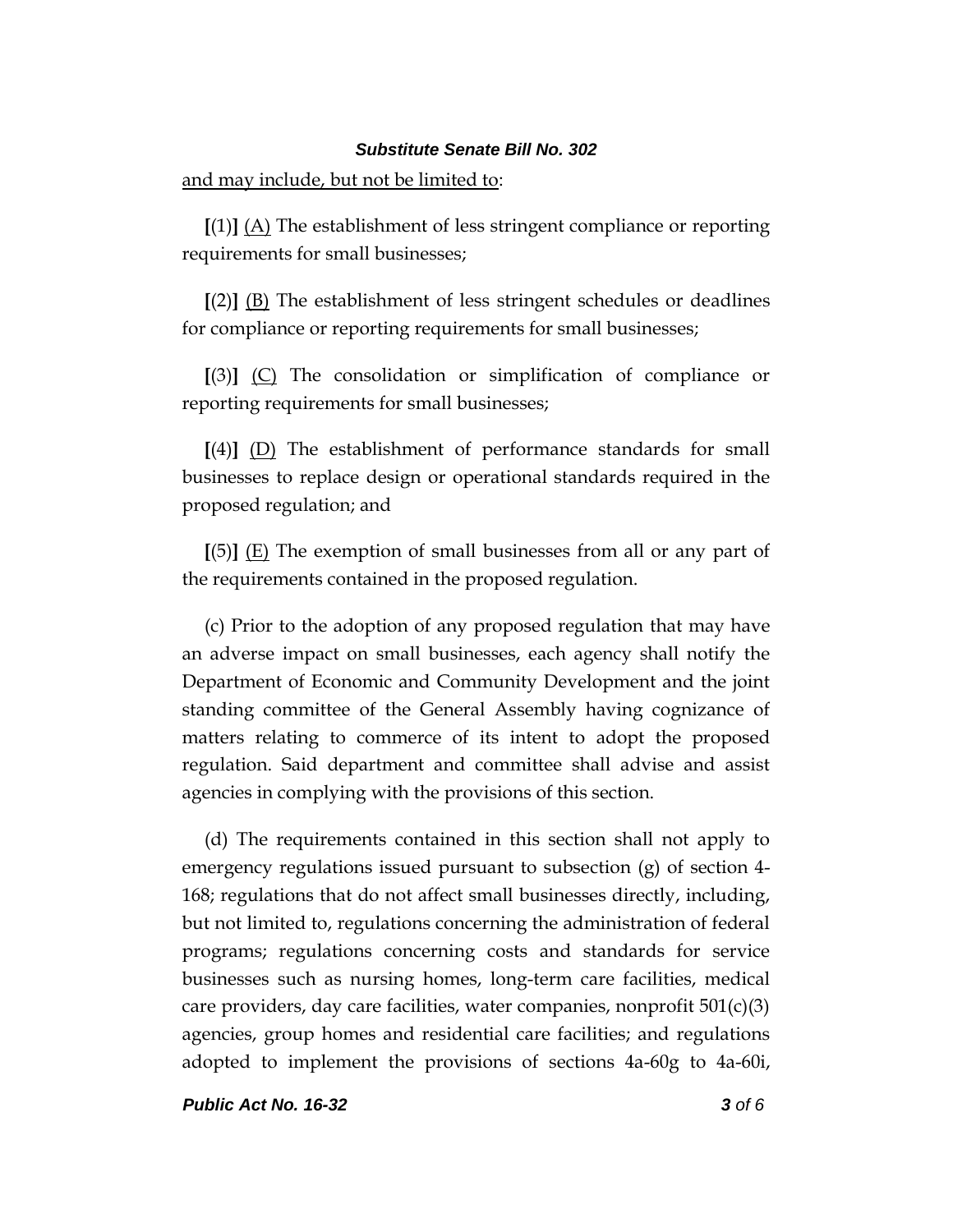and may include, but not be limited to:

[(1)] (A) The establishment of less stringent compliance or reporting requirements for small businesses;

[(2)] (B) The establishment of less stringent schedules or deadlines for compliance or reporting requirements for small businesses;

[(3)] (C) The consolidation or simplification of compliance or reporting requirements for small businesses;

[(4)] (D) The establishment of performance standards for small businesses to replace design or operational standards required in the proposed regulation; and

[(5)] (E) The exemption of small businesses from all or any part of the requirements contained in the proposed regulation.

(c) Prior to the adoption of any proposed regulation that may have an adverse impact on small businesses, each agency shall notify the Department of Economic and Community Development and the joint standing committee of the General Assembly having cognizance of matters relating to commerce of its intent to adopt the proposed regulation. Said department and committee shall advise and assist agencies in complying with the provisions of this section.

(d) The requirements contained in this section shall not apply to emergency regulations issued pursuant to subsection (g) of section 4-168; regulations that do not affect small businesses directly, including, but not limited to, regulations concerning the administration of federal programs; regulations concerning costs and standards for service businesses such as nursing homes, long-term care facilities, medical care providers, day care facilities, water companies, nonprofit 501(c)(3) agencies, group homes and residential care facilities; and regulations adopted to implement the provisions of sections 4a-60g to 4a-60i,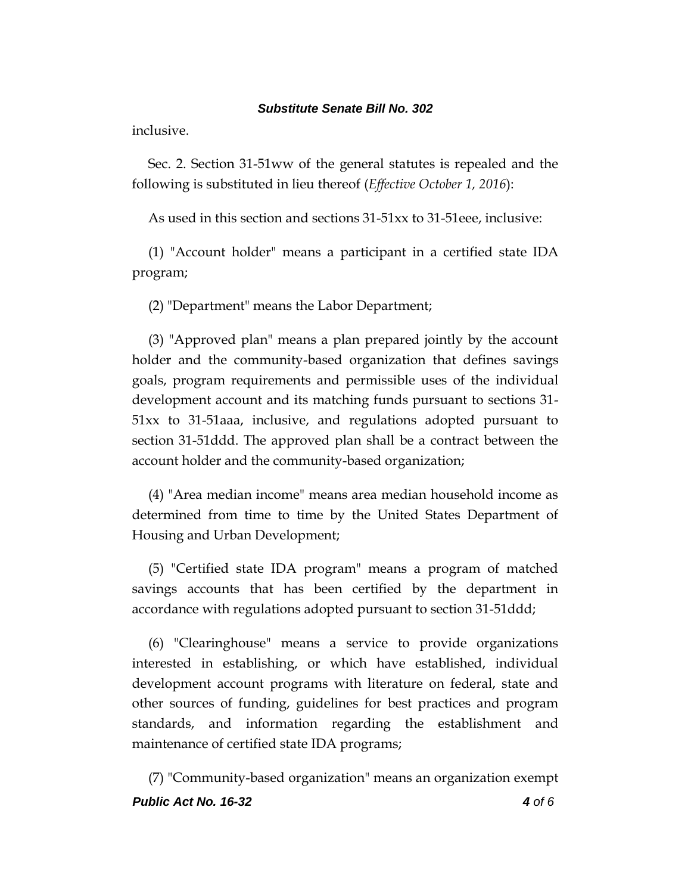inclusive.

Sec. 2. Section 31-51ww of the general statutes is repealed and the following is substituted in lieu thereof (*Effective October 1, 2016*):

As used in this section and sections 31-51xx to 31-51eee, inclusive:

(1) "Account holder" means a participant in a certified state IDA program;

(2) "Department" means the Labor Department;

(3) "Approved plan" means a plan prepared jointly by the account holder and the community-based organization that defines savings goals, program requirements and permissible uses of the individual development account and its matching funds pursuant to sections 31-51xx to 31-51aaa, inclusive, and regulations adopted pursuant to section 31-51ddd. The approved plan shall be a contract between the account holder and the community-based organization;

(4) "Area median income" means area median household income as determined from time to time by the United States Department of Housing and Urban Development;

(5) "Certified state IDA program" means a program of matched savings accounts that has been certified by the department in accordance with regulations adopted pursuant to section 31-51ddd;

(6) "Clearinghouse" means a service to provide organizations interested in establishing, or which have established, individual development account programs with literature on federal, state and other sources of funding, guidelines for best practices and program standards, and information regarding the establishment and maintenance of certified state IDA programs;

(7) "Community-based organization" means an organization exempt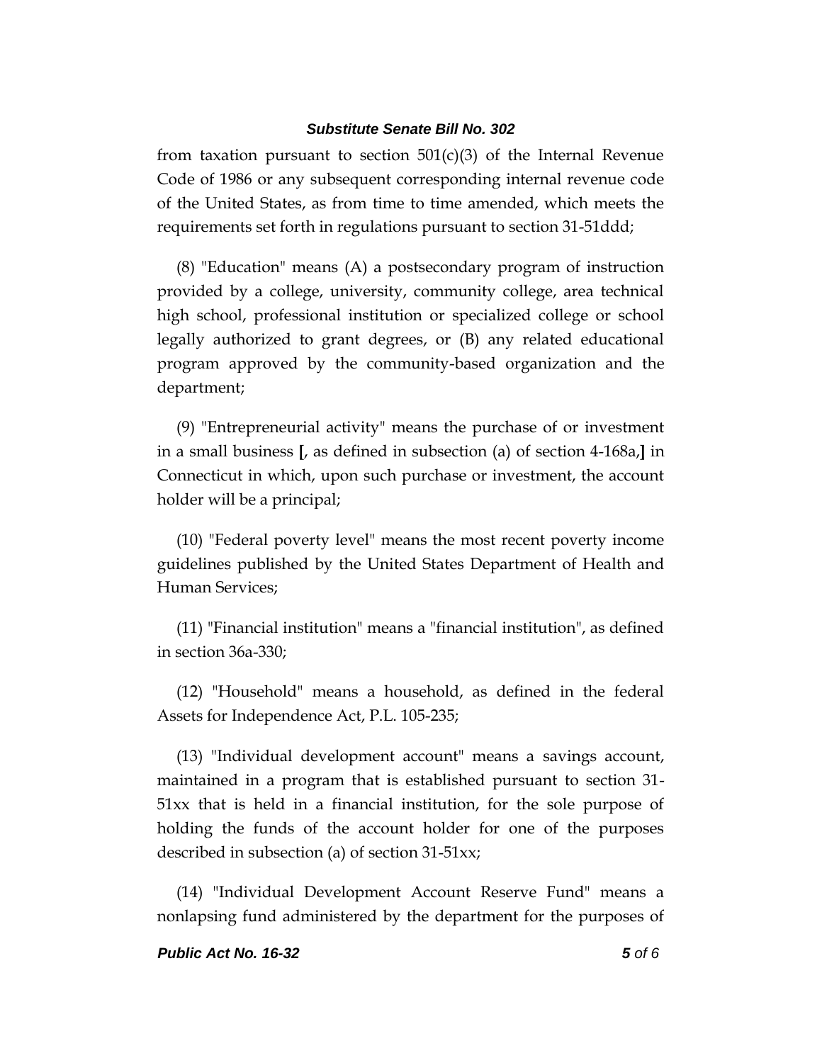from taxation pursuant to section 501(c)(3) of the Internal Revenue Code of 1986 or any subsequent corresponding internal revenue code of the United States, as from time to time amended, which meets the requirements set forth in regulations pursuant to section 31-51ddd;

(8) "Education" means (A) a postsecondary program of instruction provided by a college, university, community college, area technical high school, professional institution or specialized college or school legally authorized to grant degrees, or (B) any related educational program approved by the community-based organization and the department;

(9) "Entrepreneurial activity" means the purchase of or investment in a small business **[**, as defined in subsection (a) of section 4-168a,**]** in Connecticut in which, upon such purchase or investment, the account holder will be a principal;

(10) "Federal poverty level" means the most recent poverty income guidelines published by the United States Department of Health and Human Services;

(11) "Financial institution" means a "financial institution", as defined in section 36a-330;

(12) "Household" means a household, as defined in the federal Assets for Independence Act, P.L. 105-235;

(13) "Individual development account" means a savings account, maintained in a program that is established pursuant to section 31-51xx that is held in a financial institution, for the sole purpose of holding the funds of the account holder for one of the purposes described in subsection (a) of section 31-51xx;

(14) "Individual Development Account Reserve Fund" means a nonlapsing fund administered by the department for the purposes of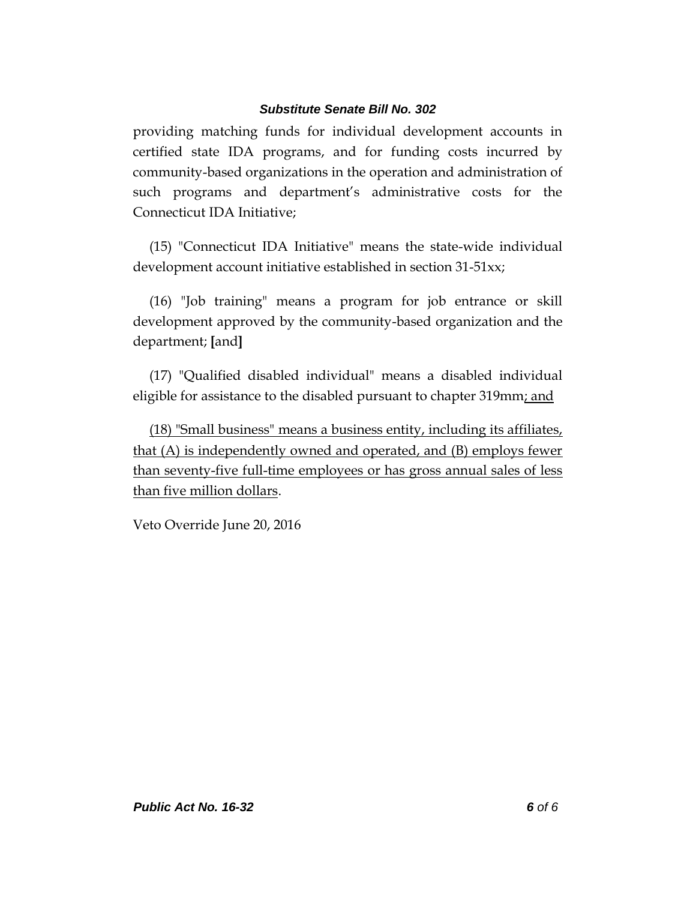providing matching funds for individual development accounts in certified state IDA programs, and for funding costs incurred by community-based organizations in the operation and administration of such programs and department's administrative costs for the Connecticut IDA Initiative;

(15) "Connecticut IDA Initiative" means the state-wide individual development account initiative established in section 31-51xx;

(16) "Job training" means a program for job entrance or skill development approved by the community-based organization and the department; **[**and**]**

(17) "Qualified disabled individual" means a disabled individual eligible for assistance to the disabled pursuant to chapter 319mm; and

(18) "Small business" means a business entity, including its affiliates, that (A) is independently owned and operated, and (B) employs fewer than seventy-five full-time employees or has gross annual sales of less than five million dollars.

Veto Override June 20, 2016